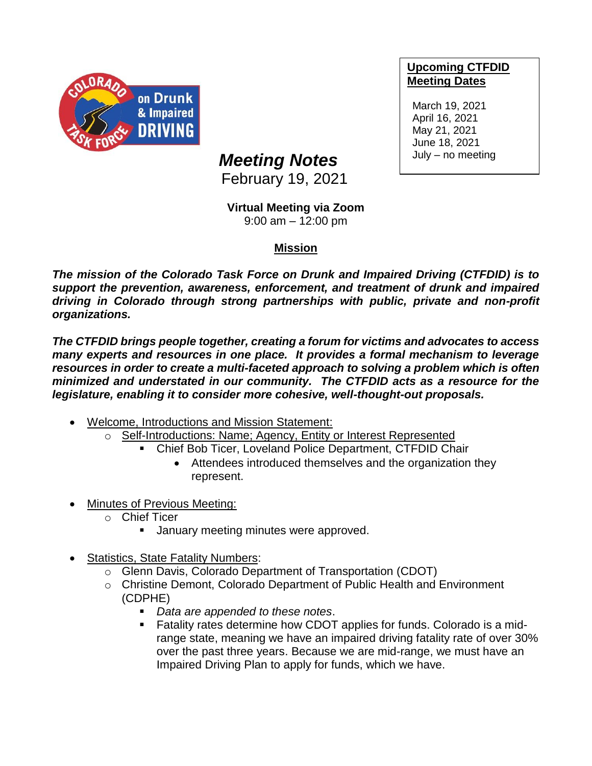## Upcoming CTFDID Meeting Dates

March 19, 2021
April 16, 2021
May 21, 2021
June 18, 2021
July – no meeting

# *Meeting Notes*

February 19, 2021

**Virtual Meeting via Zoom**
9:00 am – 12:00 pm

## Mission

***The mission of the Colorado Task Force on Drunk and Impaired Driving (CTFDID) is to support the prevention, awareness, enforcement, and treatment of drunk and impaired driving in Colorado through strong partnerships with public, private and non-profit organizations.***

***The CTFDID brings people together, creating a forum for victims and advocates to access many experts and resources in one place. It provides a formal mechanism to leverage resources in order to create a multi-faceted approach to solving a problem which is often minimized and understated in our community. The CTFDID acts as a resource for the legislature, enabling it to consider more cohesive, well-thought-out proposals.***

- Welcome, Introductions and Mission Statement:
  - Self-Introductions: Name; Agency, Entity or Interest Represented
    - Chief Bob Ticer, Loveland Police Department, CTFDID Chair
      - Attendees introduced themselves and the organization they represent.

- Minutes of Previous Meeting:
  - Chief Ticer
    - January meeting minutes were approved.

- Statistics, State Fatality Numbers:
  - Glenn Davis, Colorado Department of Transportation (CDOT)
  - Christine Demont, Colorado Department of Public Health and Environment (CDPHE)
    - *Data are appended to these notes*.
    - Fatality rates determine how CDOT applies for funds. Colorado is a mid-range state, meaning we have an impaired driving fatality rate of over 30% over the past three years. Because we are mid-range, we must have an Impaired Driving Plan to apply for funds, which we have.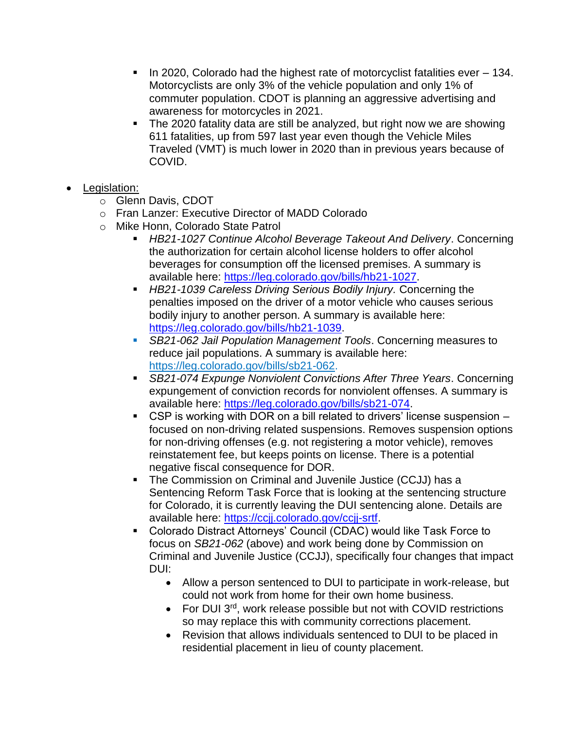- In 2020, Colorado had the highest rate of motorcyclist fatalities ever – 134. Motorcyclists are only 3% of the vehicle population and only 1% of commuter population. CDOT is planning an aggressive advertising and awareness for motorcycles in 2021.
    - The 2020 fatality data are still be analyzed, but right now we are showing 611 fatalities, up from 597 last year even though the Vehicle Miles Traveled (VMT) is much lower in 2020 than in previous years because of COVID.

- <u>Legislation:</u>
  - Glenn Davis, CDOT
  - Fran Lanzer: Executive Director of MADD Colorado
  - Mike Honn, Colorado State Patrol
    - *HB21-1027 Continue Alcohol Beverage Takeout And Delivery*. Concerning the authorization for certain alcohol license holders to offer alcohol beverages for consumption off the licensed premises. A summary is available here: https://leg.colorado.gov/bills/hb21-1027.
    - *HB21-1039 Careless Driving Serious Bodily Injury.* Concerning the penalties imposed on the driver of a motor vehicle who causes serious bodily injury to another person. A summary is available here: https://leg.colorado.gov/bills/hb21-1039.
    - *SB21-062 Jail Population Management Tools*. Concerning measures to reduce jail populations. A summary is available here: https://leg.colorado.gov/bills/sb21-062.
    - *SB21-074 Expunge Nonviolent Convictions After Three Years*. Concerning expungement of conviction records for nonviolent offenses. A summary is available here: https://leg.colorado.gov/bills/sb21-074.
    - CSP is working with DOR on a bill related to drivers' license suspension – focused on non-driving related suspensions. Removes suspension options for non-driving offenses (e.g. not registering a motor vehicle), removes reinstatement fee, but keeps points on license. There is a potential negative fiscal consequence for DOR.
    - The Commission on Criminal and Juvenile Justice (CCJJ) has a Sentencing Reform Task Force that is looking at the sentencing structure for Colorado, it is currently leaving the DUI sentencing alone. Details are available here: https://ccjj.colorado.gov/ccjj-srtf.
    - Colorado Distract Attorneys' Council (CDAC) would like Task Force to focus on *SB21-062* (above) and work being done by Commission on Criminal and Juvenile Justice (CCJJ), specifically four changes that impact DUI:
      - Allow a person sentenced to DUI to participate in work-release, but could not work from home for their own home business.
      - For DUI 3rd, work release possible but not with COVID restrictions so may replace this with community corrections placement.
      - Revision that allows individuals sentenced to DUI to be placed in residential placement in lieu of county placement.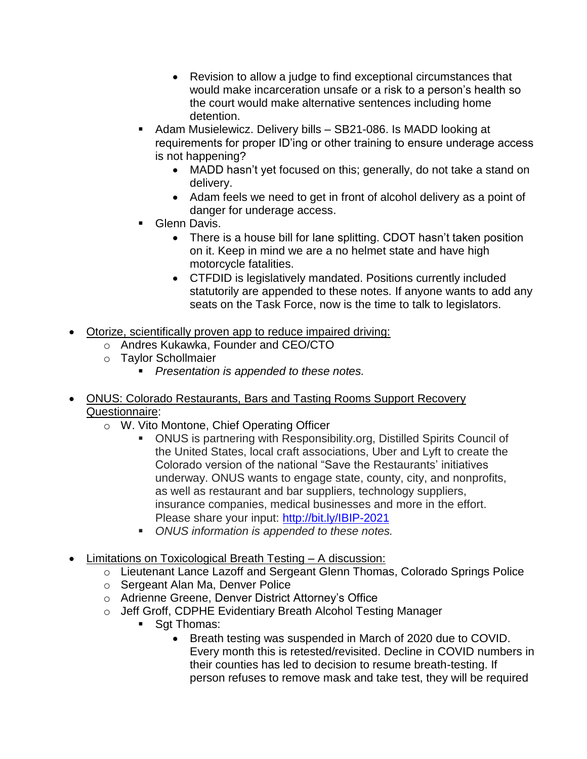- Revision to allow a judge to find exceptional circumstances that would make incarceration unsafe or a risk to a person's health so the court would make alternative sentences including home detention.
    - Adam Musielewicz. Delivery bills – SB21-086. Is MADD looking at requirements for proper ID'ing or other training to ensure underage access is not happening?
        - MADD hasn't yet focused on this; generally, do not take a stand on delivery.
        - Adam feels we need to get in front of alcohol delivery as a point of danger for underage access.
    - Glenn Davis.
        - There is a house bill for lane splitting. CDOT hasn't taken position on it. Keep in mind we are a no helmet state and have high motorcycle fatalities.
        - CTFDID is legislatively mandated. Positions currently included statutorily are appended to these notes. If anyone wants to add any seats on the Task Force, now is the time to talk to legislators.

- <u>Otorize, scientifically proven app to reduce impaired driving:</u>
    - Andres Kukawka, Founder and CEO/CTO
    - Taylor Schollmaier
        - *Presentation is appended to these notes.*

- <u>ONUS: Colorado Restaurants, Bars and Tasting Rooms Support Recovery Questionnaire</u>:
    - W. Vito Montone, Chief Operating Officer
        - ONUS is partnering with Responsibility.org, Distilled Spirits Council of the United States, local craft associations, Uber and Lyft to create the Colorado version of the national "Save the Restaurants' initiatives underway. ONUS wants to engage state, county, city, and nonprofits, as well as restaurant and bar suppliers, technology suppliers, insurance companies, medical businesses and more in the effort. Please share your input: [http://bit.ly/IBIP-2021](http://bit.ly/IBIP-2021)
        - *ONUS information is appended to these notes.*

- <u>Limitations on Toxicological Breath Testing – A discussion:</u>
    - Lieutenant Lance Lazoff and Sergeant Glenn Thomas, Colorado Springs Police
    - Sergeant Alan Ma, Denver Police
    - Adrienne Greene, Denver District Attorney's Office
    - Jeff Groff, CDPHE Evidentiary Breath Alcohol Testing Manager
        - Sgt Thomas:
            - Breath testing was suspended in March of 2020 due to COVID. Every month this is retested/revisited. Decline in COVID numbers in their counties has led to decision to resume breath-testing. If person refuses to remove mask and take test, they will be required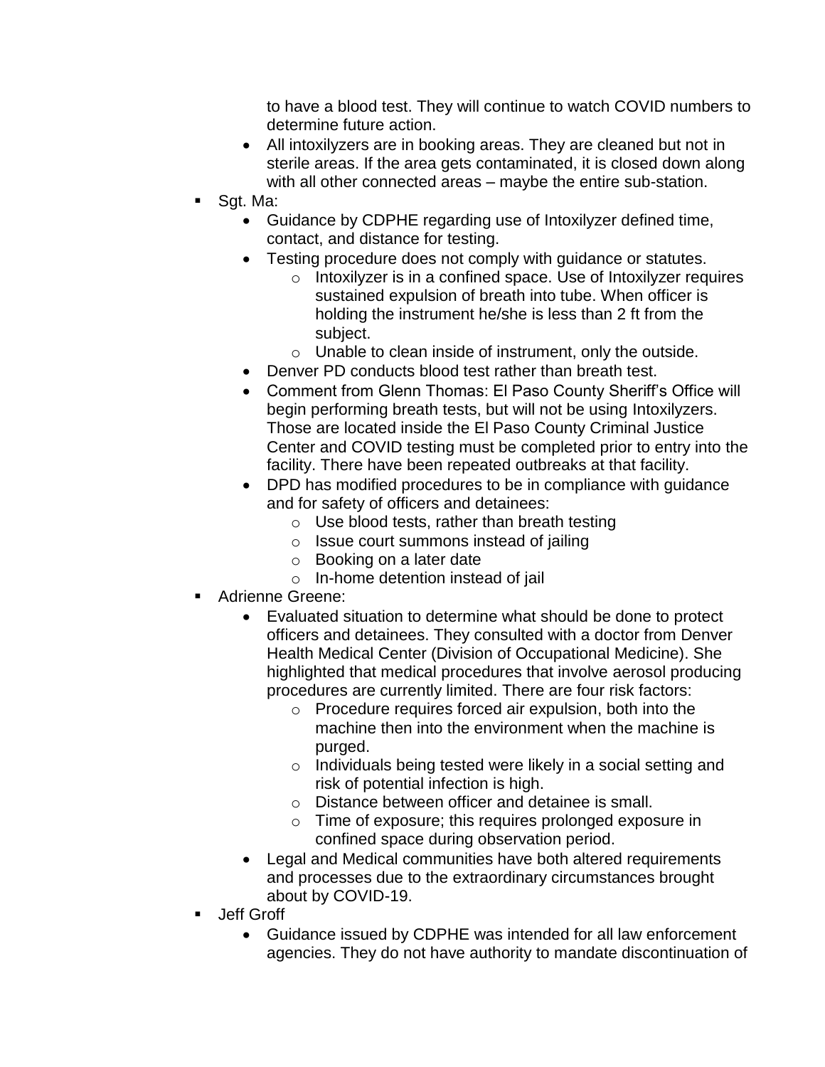to have a blood test. They will continue to watch COVID numbers to determine future action.
    - All intoxilyzers are in booking areas. They are cleaned but not in sterile areas. If the area gets contaminated, it is closed down along with all other connected areas – maybe the entire sub-station.
- Sgt. Ma:
    - Guidance by CDPHE regarding use of Intoxilyzer defined time, contact, and distance for testing.
    - Testing procedure does not comply with guidance or statutes.
        - Intoxilyzer is in a confined space. Use of Intoxilyzer requires sustained expulsion of breath into tube. When officer is holding the instrument he/she is less than 2 ft from the subject.
        - Unable to clean inside of instrument, only the outside.
    - Denver PD conducts blood test rather than breath test.
    - Comment from Glenn Thomas: El Paso County Sheriff's Office will begin performing breath tests, but will not be using Intoxilyzers. Those are located inside the El Paso County Criminal Justice Center and COVID testing must be completed prior to entry into the facility. There have been repeated outbreaks at that facility.
    - DPD has modified procedures to be in compliance with guidance and for safety of officers and detainees:
        - Use blood tests, rather than breath testing
        - Issue court summons instead of jailing
        - Booking on a later date
        - In-home detention instead of jail
- Adrienne Greene:
    - Evaluated situation to determine what should be done to protect officers and detainees. They consulted with a doctor from Denver Health Medical Center (Division of Occupational Medicine). She highlighted that medical procedures that involve aerosol producing procedures are currently limited. There are four risk factors:
        - Procedure requires forced air expulsion, both into the machine then into the environment when the machine is purged.
        - Individuals being tested were likely in a social setting and risk of potential infection is high.
        - Distance between officer and detainee is small.
        - Time of exposure; this requires prolonged exposure in confined space during observation period.
    - Legal and Medical communities have both altered requirements and processes due to the extraordinary circumstances brought about by COVID-19.
- Jeff Groff
    - Guidance issued by CDPHE was intended for all law enforcement agencies. They do not have authority to mandate discontinuation of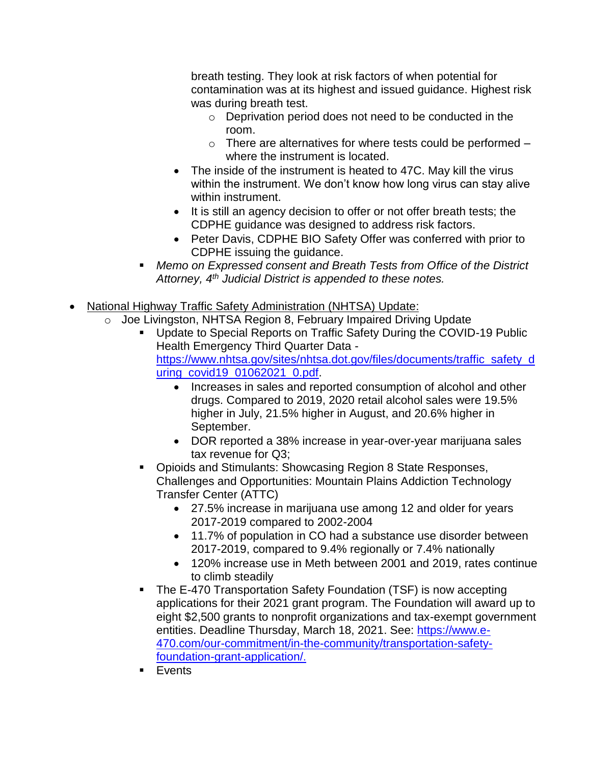breath testing. They look at risk factors of when potential for contamination was at its highest and issued guidance. Highest risk was during breath test.

- Deprivation period does not need to be conducted in the room.
- There are alternatives for where tests could be performed – where the instrument is located.

- The inside of the instrument is heated to 47C. May kill the virus within the instrument. We don't know how long virus can stay alive within instrument.
- It is still an agency decision to offer or not offer breath tests; the CDPHE guidance was designed to address risk factors.
- Peter Davis, CDPHE BIO Safety Offer was conferred with prior to CDPHE issuing the guidance.

- *Memo on Expressed consent and Breath Tests from Office of the District Attorney, 4th Judicial District is appended to these notes.*

- National Highway Traffic Safety Administration (NHTSA) Update:
  - Joe Livingston, NHTSA Region 8, February Impaired Driving Update
    - Update to Special Reports on Traffic Safety During the COVID-19 Public Health Emergency Third Quarter Data - https://www.nhtsa.gov/sites/nhtsa.dot.gov/files/documents/traffic_safety_during_covid19_01062021_0.pdf.
      - Increases in sales and reported consumption of alcohol and other drugs. Compared to 2019, 2020 retail alcohol sales were 19.5% higher in July, 21.5% higher in August, and 20.6% higher in September.
      - DOR reported a 38% increase in year-over-year marijuana sales tax revenue for Q3;
    - Opioids and Stimulants: Showcasing Region 8 State Responses, Challenges and Opportunities: Mountain Plains Addiction Technology Transfer Center (ATTC)
      - 27.5% increase in marijuana use among 12 and older for years 2017-2019 compared to 2002-2004
      - 11.7% of population in CO had a substance use disorder between 2017-2019, compared to 9.4% regionally or 7.4% nationally
      - 120% increase use in Meth between 2001 and 2019, rates continue to climb steadily
    - The E-470 Transportation Safety Foundation (TSF) is now accepting applications for their 2021 grant program. The Foundation will award up to eight $2,500 grants to nonprofit organizations and tax-exempt government entities. Deadline Thursday, March 18, 2021. See: https://www.e-470.com/our-commitment/in-the-community/transportation-safety-foundation-grant-application/.
    - Events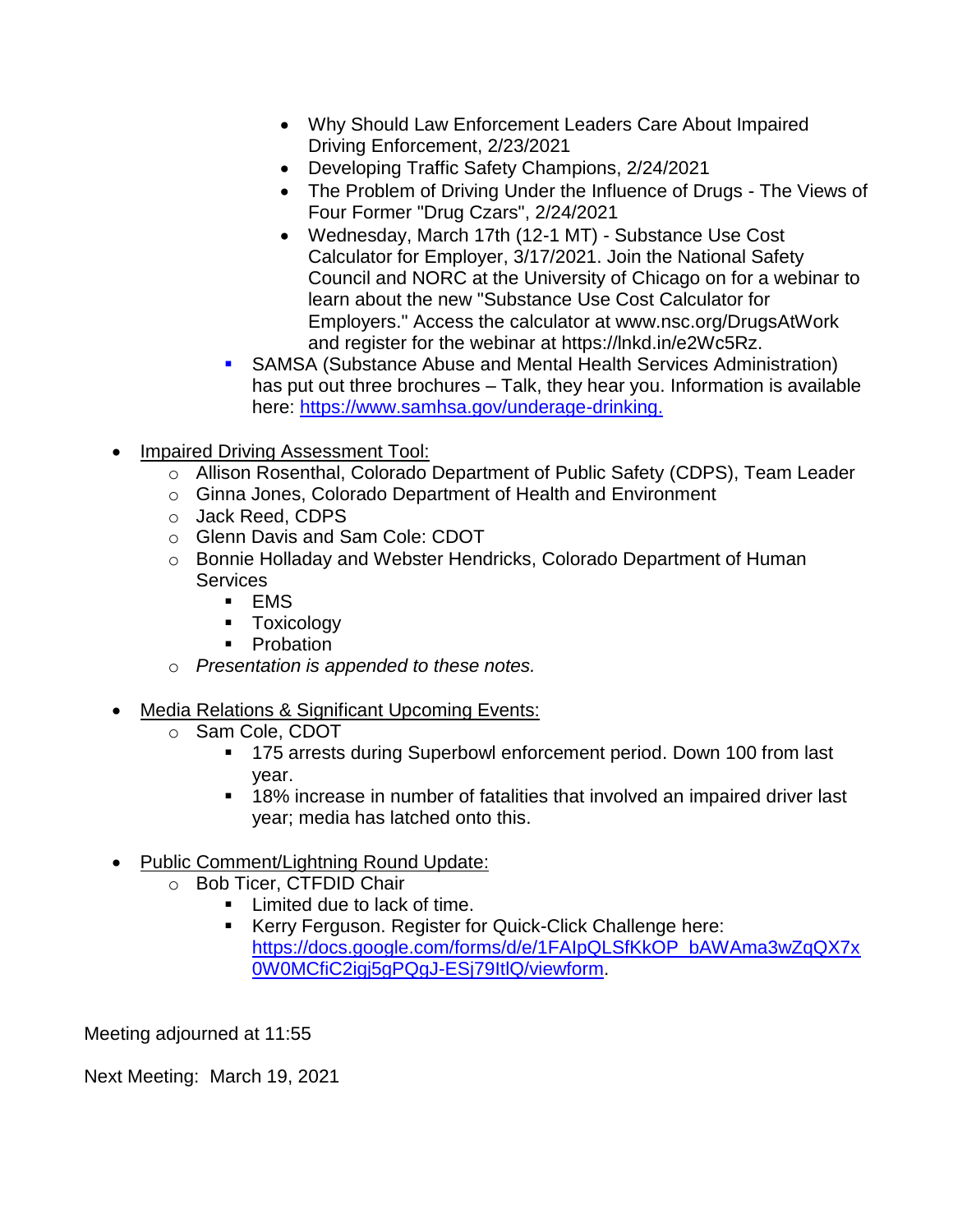- Why Should Law Enforcement Leaders Care About Impaired Driving Enforcement, 2/23/2021
        - Developing Traffic Safety Champions, 2/24/2021
        - The Problem of Driving Under the Influence of Drugs - The Views of Four Former "Drug Czars", 2/24/2021
        - Wednesday, March 17th (12-1 MT) - Substance Use Cost Calculator for Employer, 3/17/2021. Join the National Safety Council and NORC at the University of Chicago on for a webinar to learn about the new "Substance Use Cost Calculator for Employers." Access the calculator at www.nsc.org/DrugsAtWork and register for the webinar at https://lnkd.in/e2Wc5Rz.
      - SAMSA (Substance Abuse and Mental Health Services Administration) has put out three brochures – Talk, they hear you. Information is available here: https://www.samhsa.gov/underage-drinking.

- Impaired Driving Assessment Tool:
  - Allison Rosenthal, Colorado Department of Public Safety (CDPS), Team Leader
  - Ginna Jones, Colorado Department of Health and Environment
  - Jack Reed, CDPS
  - Glenn Davis and Sam Cole: CDOT
  - Bonnie Holladay and Webster Hendricks, Colorado Department of Human Services
    - EMS
    - Toxicology
    - Probation
  - *Presentation is appended to these notes.*

- Media Relations & Significant Upcoming Events:
  - Sam Cole, CDOT
    - 175 arrests during Superbowl enforcement period. Down 100 from last year.
    - 18% increase in number of fatalities that involved an impaired driver last year; media has latched onto this.

- Public Comment/Lightning Round Update:
  - Bob Ticer, CTFDID Chair
    - Limited due to lack of time.
    - Kerry Ferguson. Register for Quick-Click Challenge here: https://docs.google.com/forms/d/e/1FAIpQLSfKkOP_bAWAma3wZqQX7x0W0MCfiC2igj5gPQgJ-ESj79ItlQ/viewform.

Meeting adjourned at 11:55

Next Meeting: March 19, 2021